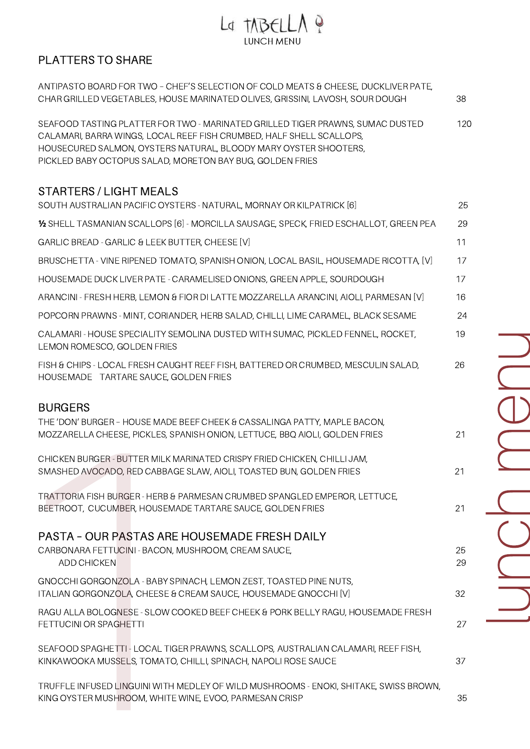# La TABELLA

LUNCH MENU

## PLATTERS TO SHARE

ANTIPASTO BOARD FOR TWO – CHEF'S SELECTION OF COLD MEATS & CHEESE, DUCKLIVER PATE, CHAR GRILLED VEGETABLES, HOUSE MARINATED OLIVES, GRISSINI, LAVOSH, SOUR DOUGH — 38

SEAFOOD TASTING PLATTER FOR TWO - MARINATED GRILLED TIGER PRAWNS, SUMAC DUSTED CALAMARI, BARRA WINGS, LOCAL REEF FISH CRUMBED, HALF SHELL SCALLOPS, HOUSECURED SALMON, OYSTERS NATURAL, BLOODY MARY OYSTER SHOOTERS, PICKLED BABY OCTOPUS SALAD, MORETON BAY BUG, GOLDEN FRIES — 120

## STARTERS / LIGHT MEALS

SOUTH AUSTRALIAN PACIFIC OYSTERS - NATURAL, MORNAY OR KILPATRICK [6] — 25

½ SHELL TASMANIAN SCALLOPS [6] - MORCILLA SAUSAGE, SPECK, FRIED ESCHALLOT, GREEN PEA — 29

GARLIC BREAD - GARLIC & LEEK BUTTER, CHEESE [V] — 11

BRUSCHETTA - VINE RIPENED TOMATO, SPANISH ONION, LOCAL BASIL, HOUSEMADE RICOTTA, [V] — 17

HOUSEMADE DUCK LIVER PATE - CARAMELISED ONIONS, GREEN APPLE, SOURDOUGH — 17

ARANCINI - FRESH HERB, LEMON & FIOR DI LATTE MOZZARELLA ARANCINI, AIOLI, PARMESAN [V] — 16

POPCORN PRAWNS - MINT, CORIANDER, HERB SALAD, CHILLI, LIME CARAMEL, BLACK SESAME — 24

CALAMARI - HOUSE SPECIALITY SEMOLINA DUSTED WITH SUMAC, PICKLED FENNEL, ROCKET, LEMON ROMESCO, GOLDEN FRIES — 19

FISH & CHIPS - LOCAL FRESH CAUGHT REEF FISH, BATTERED OR CRUMBED, MESCULIN SALAD, HOUSEMADE TARTARE SAUCE, GOLDEN FRIES — 26

## BURGERS

THE 'DON' BURGER – HOUSE MADE BEEF CHEEK & CASSALINGA PATTY, MAPLE BACON, MOZZARELLA CHEESE, PICKLES, SPANISH ONION, LETTUCE, BBQ AIOLI, GOLDEN FRIES — 21

CHICKEN BURGER - BUTTER MILK MARINATED CRISPY FRIED CHICKEN, CHILLI JAM, SMASHED AVOCADO, RED CABBAGE SLAW, AIOLI, TOASTED BUN, GOLDEN FRIES — 21

TRATTORIA FISH BURGER - HERB & PARMESAN CRUMBED SPANGLED EMPEROR, LETTUCE, BEETROOT, CUCUMBER, HOUSEMADE TARTARE SAUCE, GOLDEN FRIES — 21

## PASTA – OUR PASTAS ARE HOUSEMADE FRESH DAILY

CARBONARA FETTUCINI - BACON, MUSHROOM, CREAM SAUCE, — 25
ADD CHICKEN — 29

GNOCCHI GORGONZOLA - BABY SPINACH, LEMON ZEST, TOASTED PINE NUTS, ITALIAN GORGONZOLA, CHEESE & CREAM SAUCE, HOUSEMADE GNOCCHI [V] — 32

RAGU ALLA BOLOGNESE - SLOW COOKED BEEF CHEEK & PORK BELLY RAGU, HOUSEMADE FRESH FETTUCINI OR SPAGHETTI — 27

SEAFOOD SPAGHETTI - LOCAL TIGER PRAWNS, SCALLOPS, AUSTRALIAN CALAMARI, REEF FISH, KINKAWOOKA MUSSELS, TOMATO, CHILLI, SPINACH, NAPOLI ROSE SAUCE — 37

TRUFFLE INFUSED LINGUINI WITH MEDLEY OF WILD MUSHROOMS - ENOKI, SHITAKE, SWISS BROWN, KING OYSTER MUSHROOM, WHITE WINE, EVOO, PARMESAN CRISP — 35

lunch menu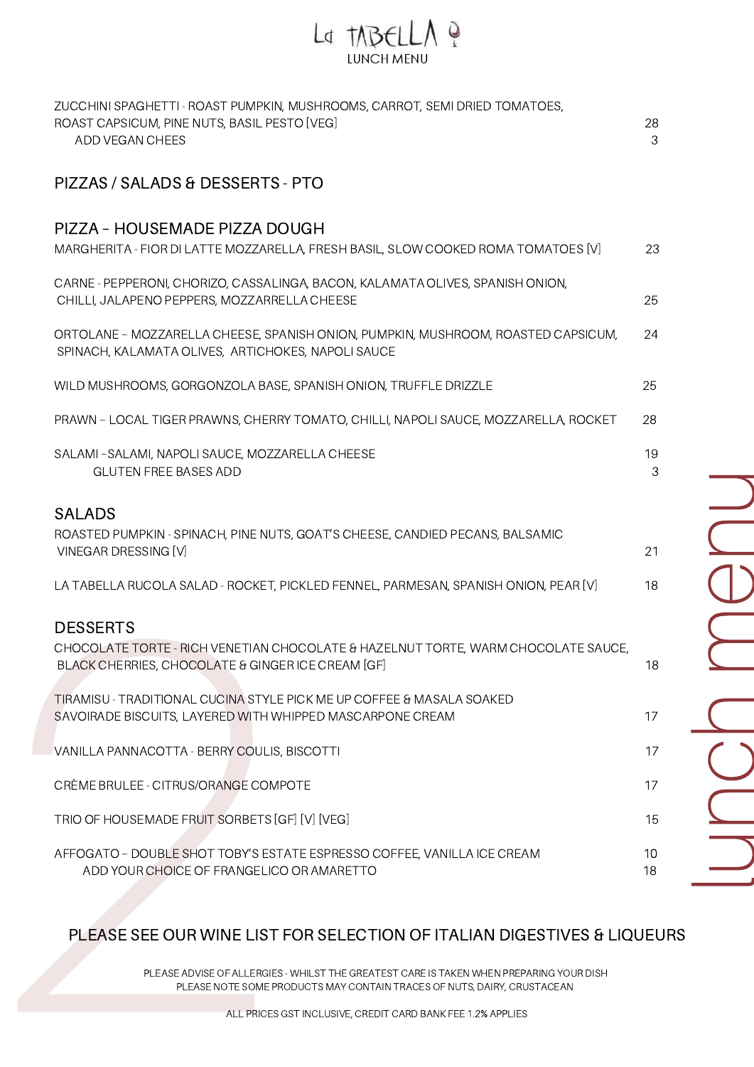# La TABELLA

LUNCH MENU

| | |
|---|---|
| ZUCCHINI SPAGHETTI - ROAST PUMPKIN, MUSHROOMS, CARROT, SEMI DRIED TOMATOES, ROAST CAPSICUM, PINE NUTS, BASIL PESTO [VEG] | 28 |
| ADD VEGAN CHEES | 3 |

## PIZZAS / SALADS & DESSERTS - PTO

## PIZZA – HOUSEMADE PIZZA DOUGH

| | |
|---|---|
| MARGHERITA - FIOR DI LATTE MOZZARELLA, FRESH BASIL, SLOW COOKED ROMA TOMATOES [V] | 23 |
| CARNE - PEPPERONI, CHORIZO, CASSALINGA, BACON, KALAMATA OLIVES, SPANISH ONION, CHILLI, JALAPENO PEPPERS, MOZZARRELLA CHEESE | 25 |
| ORTOLANE – MOZZARELLA CHEESE, SPANISH ONION, PUMPKIN, MUSHROOM, ROASTED CAPSICUM, SPINACH, KALAMATA OLIVES, ARTICHOKES, NAPOLI SAUCE | 24 |
| WILD MUSHROOMS, GORGONZOLA BASE, SPANISH ONION, TRUFFLE DRIZZLE | 25 |
| PRAWN – LOCAL TIGER PRAWNS, CHERRY TOMATO, CHILLI, NAPOLI SAUCE, MOZZARELLA, ROCKET | 28 |
| SALAMI –SALAMI, NAPOLI SAUCE, MOZZARELLA CHEESE | 19 |
| GLUTEN FREE BASES ADD | 3 |

## SALADS

| | |
|---|---|
| ROASTED PUMPKIN - SPINACH, PINE NUTS, GOAT'S CHEESE, CANDIED PECANS, BALSAMIC VINEGAR DRESSING [V] | 21 |
| LA TABELLA RUCOLA SALAD - ROCKET, PICKLED FENNEL, PARMESAN, SPANISH ONION, PEAR [V] | 18 |

## DESSERTS

| | |
|---|---|
| CHOCOLATE TORTE - RICH VENETIAN CHOCOLATE & HAZELNUT TORTE, WARM CHOCOLATE SAUCE, BLACK CHERRIES, CHOCOLATE & GINGER ICE CREAM [GF] | 18 |
| TIRAMISU - TRADITIONAL CUCINA STYLE PICK ME UP COFFEE & MASALA SOAKED SAVOIRADE BISCUITS, LAYERED WITH WHIPPED MASCARPONE CREAM | 17 |
| VANILLA PANNACOTTA - BERRY COULIS, BISCOTTI | 17 |
| CRÈME BRULEE - CITRUS/ORANGE COMPOTE | 17 |
| TRIO OF HOUSEMADE FRUIT SORBETS [GF] [V] [VEG] | 15 |
| AFFOGATO – DOUBLE SHOT TOBY'S ESTATE ESPRESSO COFFEE, VANILLA ICE CREAM | 10 |
| ADD YOUR CHOICE OF FRANGELICO OR AMARETTO | 18 |

PLEASE SEE OUR WINE LIST FOR SELECTION OF ITALIAN DIGESTIVES & LIQUEURS

PLEASE ADVISE OF ALLERGIES - WHILST THE GREATEST CARE IS TAKEN WHEN PREPARING YOUR DISH
PLEASE NOTE SOME PRODUCTS MAY CONTAIN TRACES OF NUTS, DAIRY, CRUSTACEAN

ALL PRICES GST INCLUSIVE, CREDIT CARD BANK FEE 1.2% APPLIES

lunch menu